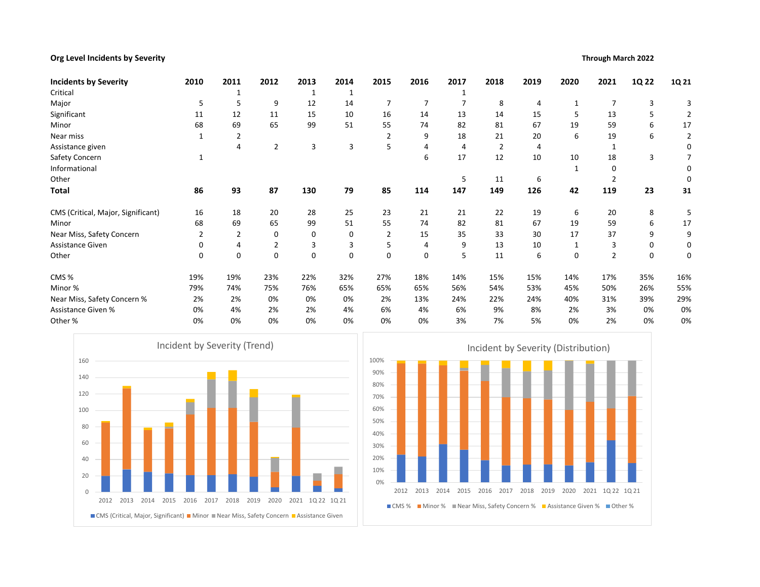**Org Level Incidents by Severity**

**Through March 2022**

| **Incidents by Severity** | **2010** | **2011** | **2012** | **2013** | **2014** | **2015** | **2016** | **2017** | **2018** | **2019** | **2020** | **2021** | **1Q 22** | **1Q 21** |
|---|---|---|---|---|---|---|---|---|---|---|---|---|---|---|
| Critical | | 1 | | 1 | 1 | | | 1 | | | | | | |
| Major | 5 | 5 | 9 | 12 | 14 | 7 | 7 | 7 | 8 | 4 | 1 | 7 | 3 | 3 |
| Significant | 11 | 12 | 11 | 15 | 10 | 16 | 14 | 13 | 14 | 15 | 5 | 13 | 5 | 2 |
| Minor | 68 | 69 | 65 | 99 | 51 | 55 | 74 | 82 | 81 | 67 | 19 | 59 | 6 | 17 |
| Near miss | 1 | 2 | | | | 2 | 9 | 18 | 21 | 20 | 6 | 19 | 6 | 2 |
| Assistance given | | 4 | 2 | 3 | 3 | 5 | 4 | 4 | 2 | 4 | | 1 | | 0 |
| Safety Concern | 1 | | | | | | 6 | 17 | 12 | 10 | 10 | 18 | 3 | 7 |
| Informational | | | | | | | | | | | 1 | 0 | | 0 |
| Other | | | | | | | | 5 | 11 | 6 | | 2 | | 0 |
| **Total** | **86** | **93** | **87** | **130** | **79** | **85** | **114** | **147** | **149** | **126** | **42** | **119** | **23** | **31** |
| | | | | | | | | | | | | | | |
| CMS (Critical, Major, Significant) | 16 | 18 | 20 | 28 | 25 | 23 | 21 | 21 | 22 | 19 | 6 | 20 | 8 | 5 |
| Minor | 68 | 69 | 65 | 99 | 51 | 55 | 74 | 82 | 81 | 67 | 19 | 59 | 6 | 17 |
| Near Miss, Safety Concern | 2 | 2 | 0 | 0 | 0 | 2 | 15 | 35 | 33 | 30 | 17 | 37 | 9 | 9 |
| Assistance Given | 0 | 4 | 2 | 3 | 3 | 5 | 4 | 9 | 13 | 10 | 1 | 3 | 0 | 0 |
| Other | 0 | 0 | 0 | 0 | 0 | 0 | 0 | 5 | 11 | 6 | 0 | 2 | 0 | 0 |
| | | | | | | | | | | | | | | |
| CMS % | 19% | 19% | 23% | 22% | 32% | 27% | 18% | 14% | 15% | 15% | 14% | 17% | 35% | 16% |
| Minor % | 79% | 74% | 75% | 76% | 65% | 65% | 65% | 56% | 54% | 53% | 45% | 50% | 26% | 55% |
| Near Miss, Safety Concern % | 2% | 2% | 0% | 0% | 0% | 2% | 13% | 24% | 22% | 24% | 40% | 31% | 39% | 29% |
| Assistance Given % | 0% | 4% | 2% | 2% | 4% | 6% | 4% | 6% | 9% | 8% | 2% | 3% | 0% | 0% |
| Other % | 0% | 0% | 0% | 0% | 0% | 0% | 0% | 3% | 7% | 5% | 0% | 2% | 0% | 0% |

Incident by Severity (Trend)

0, 20, 40, 60, 80, 100, 120, 140, 160

2012, 2013, 2014, 2015, 2016, 2017, 2018, 2019, 2020, 2021, 1Q 22, 1Q 21

CMS (Critical, Major, Significant), Minor, Near Miss, Safety Concern, Assistance Given

Incident by Severity (Distribution)

0%, 10%, 20%, 30%, 40%, 50%, 60%, 70%, 80%, 90%, 100%

2012, 2013, 2014, 2015, 2016, 2017, 2018, 2019, 2020, 2021, 1Q 22, 1Q 21

CMS %, Minor %, Near Miss, Safety Concern %, Assistance Given %, Other %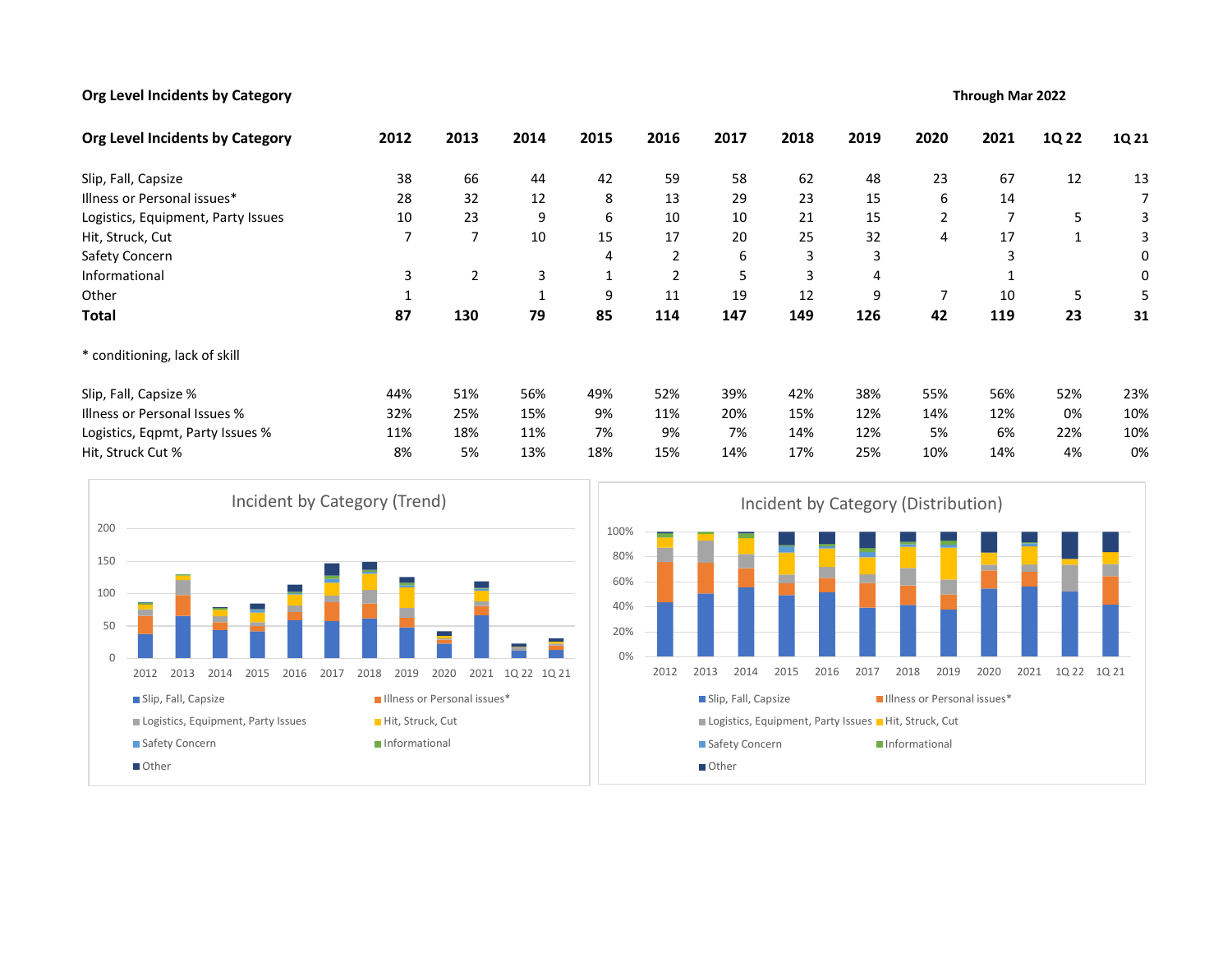**Org Level Incidents by Category**

**Through Mar 2022**

| **Org Level Incidents by Category** | **2012** | **2013** | **2014** | **2015** | **2016** | **2017** | **2018** | **2019** | **2020** | **2021** | **1Q 22** | **1Q 21** |
|---|---|---|---|---|---|---|---|---|---|---|---|---|
| Slip, Fall, Capsize | 38 | 66 | 44 | 42 | 59 | 58 | 62 | 48 | 23 | 67 | 12 | 13 |
| Illness or Personal issues* | 28 | 32 | 12 | 8 | 13 | 29 | 23 | 15 | 6 | 14 | | 7 |
| Logistics, Equipment, Party Issues | 10 | 23 | 9 | 6 | 10 | 10 | 21 | 15 | 2 | 7 | 5 | 3 |
| Hit, Struck, Cut | 7 | 7 | 10 | 15 | 17 | 20 | 25 | 32 | 4 | 17 | 1 | 3 |
| Safety Concern | | | | 4 | 2 | 6 | 3 | 3 | | 3 | | 0 |
| Informational | 3 | 2 | 3 | 1 | 2 | 5 | 3 | 4 | | 1 | | 0 |
| Other | 1 | | 1 | 9 | 11 | 19 | 12 | 9 | 7 | 10 | 5 | 5 |
| **Total** | **87** | **130** | **79** | **85** | **114** | **147** | **149** | **126** | **42** | **119** | **23** | **31** |

* conditioning, lack of skill

| | | | | | | | | | | | | |
|---|---|---|---|---|---|---|---|---|---|---|---|---|
| Slip, Fall, Capsize % | 44% | 51% | 56% | 49% | 52% | 39% | 42% | 38% | 55% | 56% | 52% | 23% |
| Illness or Personal Issues % | 32% | 25% | 15% | 9% | 11% | 20% | 15% | 12% | 14% | 12% | 0% | 10% |
| Logistics, Eqpmt, Party Issues % | 11% | 18% | 11% | 7% | 9% | 7% | 14% | 12% | 5% | 6% | 22% | 10% |
| Hit, Struck Cut % | 8% | 5% | 13% | 18% | 15% | 14% | 17% | 25% | 10% | 14% | 4% | 0% |

Incident by Category (Trend)

200
150
100
50
0

2012 2013 2014 2015 2016 2017 2018 2019 2020 2021 1Q 22 1Q 21

Slip, Fall, Capsize
Illness or Personal issues*
Logistics, Equipment, Party Issues
Hit, Struck, Cut
Safety Concern
Informational
Other

Incident by Category (Distribution)

100%
80%
60%
40%
20%
0%

2012 2013 2014 2015 2016 2017 2018 2019 2020 2021 1Q 22 1Q 21

Slip, Fall, Capsize
Illness or Personal issues*
Logistics, Equipment, Party Issues
Hit, Struck, Cut
Safety Concern
Informational
Other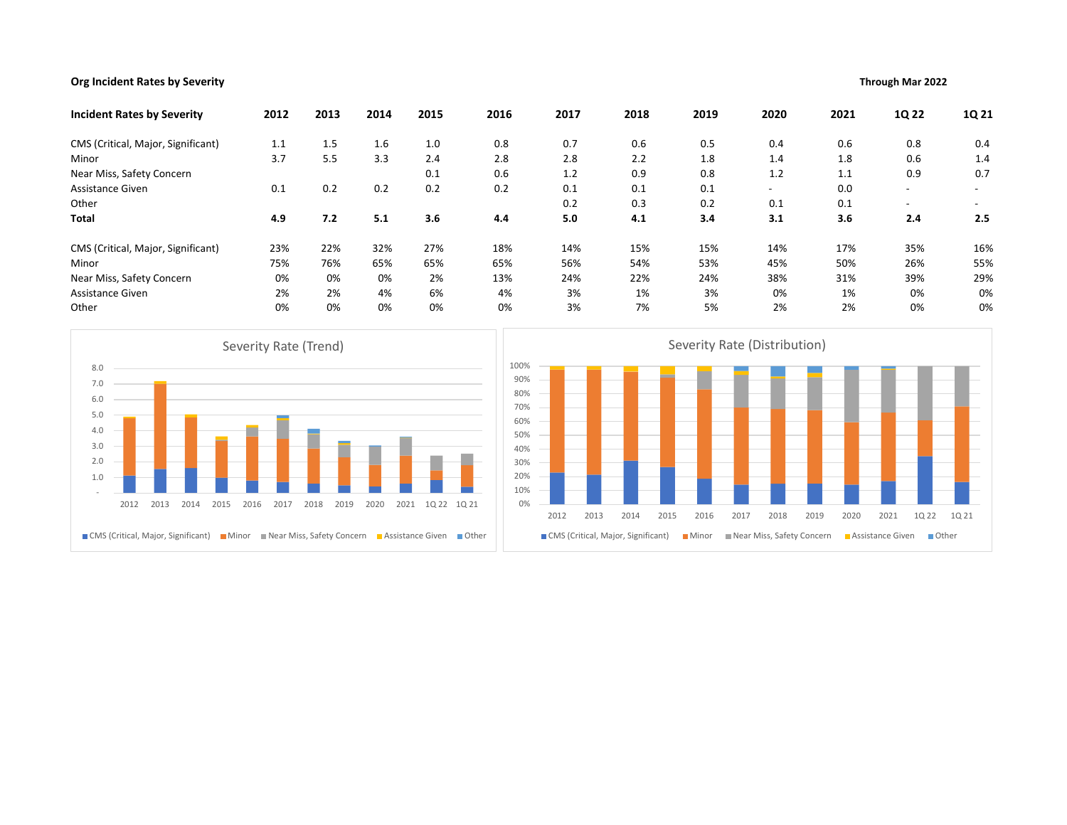**Org Incident Rates by Severity**

**Through Mar 2022**

| **Incident Rates by Severity** | **2012** | **2013** | **2014** | **2015** | **2016** | **2017** | **2018** | **2019** | **2020** | **2021** | **1Q 22** | **1Q 21** |
|---|---|---|---|---|---|---|---|---|---|---|---|---|
| CMS (Critical, Major, Significant) | 1.1 | 1.5 | 1.6 | 1.0 | 0.8 | 0.7 | 0.6 | 0.5 | 0.4 | 0.6 | 0.8 | 0.4 |
| Minor | 3.7 | 5.5 | 3.3 | 2.4 | 2.8 | 2.8 | 2.2 | 1.8 | 1.4 | 1.8 | 0.6 | 1.4 |
| Near Miss, Safety Concern | | | | 0.1 | 0.6 | 1.2 | 0.9 | 0.8 | 1.2 | 1.1 | 0.9 | 0.7 |
| Assistance Given | 0.1 | 0.2 | 0.2 | 0.2 | 0.2 | 0.1 | 0.1 | 0.1 | - | 0.0 | - | - |
| Other | | | | | | 0.2 | 0.3 | 0.2 | 0.1 | 0.1 | - | - |
| **Total** | **4.9** | **7.2** | **5.1** | **3.6** | **4.4** | **5.0** | **4.1** | **3.4** | **3.1** | **3.6** | **2.4** | **2.5** |
| | | | | | | | | | | | | |
| CMS (Critical, Major, Significant) | 23% | 22% | 32% | 27% | 18% | 14% | 15% | 15% | 14% | 17% | 35% | 16% |
| Minor | 75% | 76% | 65% | 65% | 65% | 56% | 54% | 53% | 45% | 50% | 26% | 55% |
| Near Miss, Safety Concern | 0% | 0% | 0% | 2% | 13% | 24% | 22% | 24% | 38% | 31% | 39% | 29% |
| Assistance Given | 2% | 2% | 4% | 6% | 4% | 3% | 1% | 3% | 0% | 1% | 0% | 0% |
| Other | 0% | 0% | 0% | 0% | 0% | 3% | 7% | 5% | 2% | 2% | 0% | 0% |

Severity Rate (Trend)

8.0
7.0
6.0
5.0
4.0
3.0
2.0
1.0
-

2012 2013 2014 2015 2016 2017 2018 2019 2020 2021 1Q 22 1Q 21

CMS (Critical, Major, Significant) Minor Near Miss, Safety Concern Assistance Given Other

Severity Rate (Distribution)

100%
90%
80%
70%
60%
50%
40%
30%
20%
10%
0%

2012 2013 2014 2015 2016 2017 2018 2019 2020 2021 1Q 22 1Q 21

CMS (Critical, Major, Significant) Minor Near Miss, Safety Concern Assistance Given Other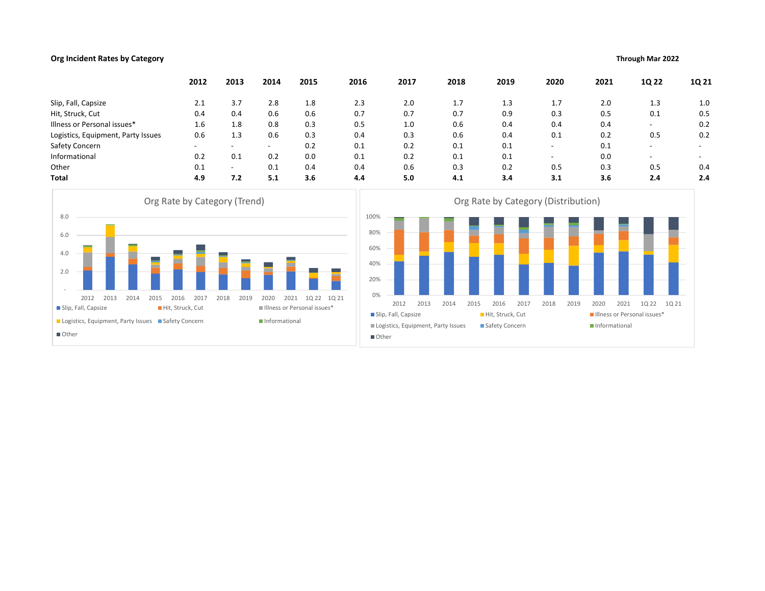**Org Incident Rates by Category**

**Through Mar 2022**

| | 2012 | 2013 | 2014 | 2015 | 2016 | 2017 | 2018 | 2019 | 2020 | 2021 | 1Q 22 | 1Q 21 |
|---|---|---|---|---|---|---|---|---|---|---|---|---|
| Slip, Fall, Capsize | 2.1 | 3.7 | 2.8 | 1.8 | 2.3 | 2.0 | 1.7 | 1.3 | 1.7 | 2.0 | 1.3 | 1.0 |
| Hit, Struck, Cut | 0.4 | 0.4 | 0.6 | 0.6 | 0.7 | 0.7 | 0.7 | 0.9 | 0.3 | 0.5 | 0.1 | 0.5 |
| Illness or Personal issues* | 1.6 | 1.8 | 0.8 | 0.3 | 0.5 | 1.0 | 0.6 | 0.4 | 0.4 | 0.4 | - | 0.2 |
| Logistics, Equipment, Party Issues | 0.6 | 1.3 | 0.6 | 0.3 | 0.4 | 0.3 | 0.6 | 0.4 | 0.1 | 0.2 | 0.5 | 0.2 |
| Safety Concern | - | - | - | 0.2 | 0.1 | 0.2 | 0.1 | 0.1 | - | 0.1 | - | - |
| Informational | 0.2 | 0.1 | 0.2 | 0.0 | 0.1 | 0.2 | 0.1 | 0.1 | - | 0.0 | - | - |
| Other | 0.1 | - | 0.1 | 0.4 | 0.4 | 0.6 | 0.3 | 0.2 | 0.5 | 0.3 | 0.5 | 0.4 |
| **Total** | **4.9** | **7.2** | **5.1** | **3.6** | **4.4** | **5.0** | **4.1** | **3.4** | **3.1** | **3.6** | **2.4** | **2.4** |

Org Rate by Category (Trend)

8.0
6.0
4.0
2.0
-

2012 2013 2014 2015 2016 2017 2018 2019 2020 2021 1Q 22 1Q 21

Slip, Fall, Capsize; Hit, Struck, Cut; Illness or Personal issues*; Logistics, Equipment, Party Issues; Safety Concern; Informational; Other

Org Rate by Category (Distribution)

100%
80%
60%
40%
20%
0%

2012 2013 2014 2015 2016 2017 2018 2019 2020 2021 1Q 22 1Q 21

Slip, Fall, Capsize; Hit, Struck, Cut; Illness or Personal issues*; Logistics, Equipment, Party Issues; Safety Concern; Informational; Other